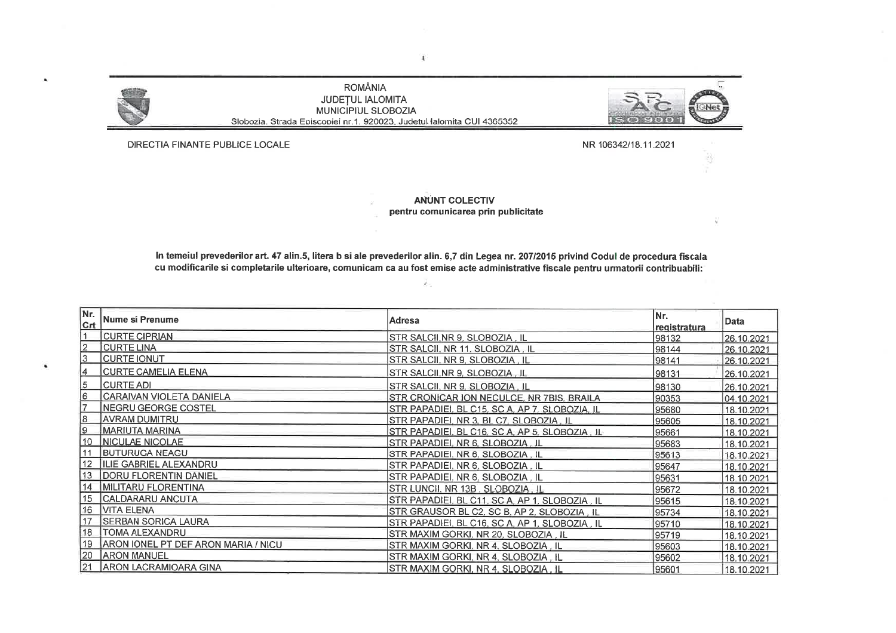ROMÂNIA
JUDEȚUL IALOMITA
MUNICIPIUL SLOBOZIA
Slobozia, Strada Episcopiei nr.1, 920023, Județul Ialomita CUI 4365352

DIRECTIA FINANTE PUBLICE LOCALE

NR 106342/18.11.2021

**ANUNT COLECTIV**
**pentru comunicarea prin publicitate**

**In temeiul prevederilor art. 47 alin.5, litera b si ale prevederilor alin. 6,7 din Legea nr. 207/2015 privind Codul de procedura fiscala cu modificarile si completarile ulterioare, comunicam ca au fost emise acte administrative fiscale pentru urmatorii contribuabili:**

| Nr. Crt | Nume si Prenume | Adresa | Nr. registratura | Data |
|---|---|---|---|---|
| 1 | CURTE CIPRIAN | STR SALCII,NR 9, SLOBOZIA , IL | 98132 | 26.10.2021 |
| 2 | CURTE LINA | STR SALCII, NR 11, SLOBOZIA , IL | 98144 | 26.10.2021 |
| 3 | CURTE IONUT | STR SALCII, NR 9, SLOBOZIA , IL | 98141 | 26.10.2021 |
| 4 | CURTE CAMELIA ELENA | STR SALCII,NR 9, SLOBOZIA , IL | 98131 | 26.10.2021 |
| 5 | CURTE ADI | STR SALCII, NR 9, SLOBOZIA , IL | 98130 | 26.10.2021 |
| 6 | CARAIVAN VIOLETA DANIELA | STR CRONICAR ION NECULCE, NR 7BIS, BRAILA | 90353 | 04.10.2021 |
| 7 | NEGRU GEORGE COSTEL | STR PAPADIEI, BL C15, SC A, AP 7, SLOBOZIA, IL | 95680 | 18.10.2021 |
| 8 | AVRAM DUMITRU | STR PAPADIEI, NR 3, BL C7, SLOBOZIA , IL | 95605 | 18.10.2021 |
| 9 | MARIUTA MARINA | STR PAPADIEI, BL C16, SC A, AP 5, SLOBOZIA , IL | 95661 | 18.10.2021 |
| 10 | NICULAE NICOLAE | STR PAPADIEI, NR 6, SLOBOZIA , IL | 95683 | 18.10.2021 |
| 11 | BUTURUGA NEAGU | STR PAPADIEI, NR 6, SLOBOZIA , IL | 95613 | 18.10.2021 |
| 12 | ILIE GABRIEL ALEXANDRU | STR PAPADIEI, NR 6, SLOBOZIA , IL | 95647 | 18.10.2021 |
| 13 | DORU FLORENTIN DANIEL | STR PAPADIEI, NR 6, SLOBOZIA , IL | 95631 | 18.10.2021 |
| 14 | MILITARU FLORENTINA | STR LUNCII, NR 13B , SLOBOZIA , IL | 95672 | 18.10.2021 |
| 15 | CALDARARU ANCUTA | STR PAPADIEI, BL C11, SC A, AP 1, SLOBOZIA , IL | 95615 | 18.10.2021 |
| 16 | VITA ELENA | STR GRAUSOR BL C2, SC B, AP 2, SLOBOZIA , IL | 95734 | 18.10.2021 |
| 17 | SERBAN SORICA LAURA | STR PAPADIEI, BL C16, SC A, AP 1, SLOBOZIA , IL | 95710 | 18.10.2021 |
| 18 | TOMA ALEXANDRU | STR MAXIM GORKI, NR 20, SLOBOZIA , IL | 95719 | 18.10.2021 |
| 19 | ARON IONEL PT DEF ARON MARIA / NICU | STR MAXIM GORKI, NR 4, SLOBOZIA , IL | 95603 | 18.10.2021 |
| 20 | ARON MANUEL | STR MAXIM GORKI, NR 4, SLOBOZIA , IL | 95602 | 18.10.2021 |
| 21 | ARON LACRAMIOARA GINA | STR MAXIM GORKI, NR 4, SLOBOZIA , IL | 95601 | 18.10.2021 |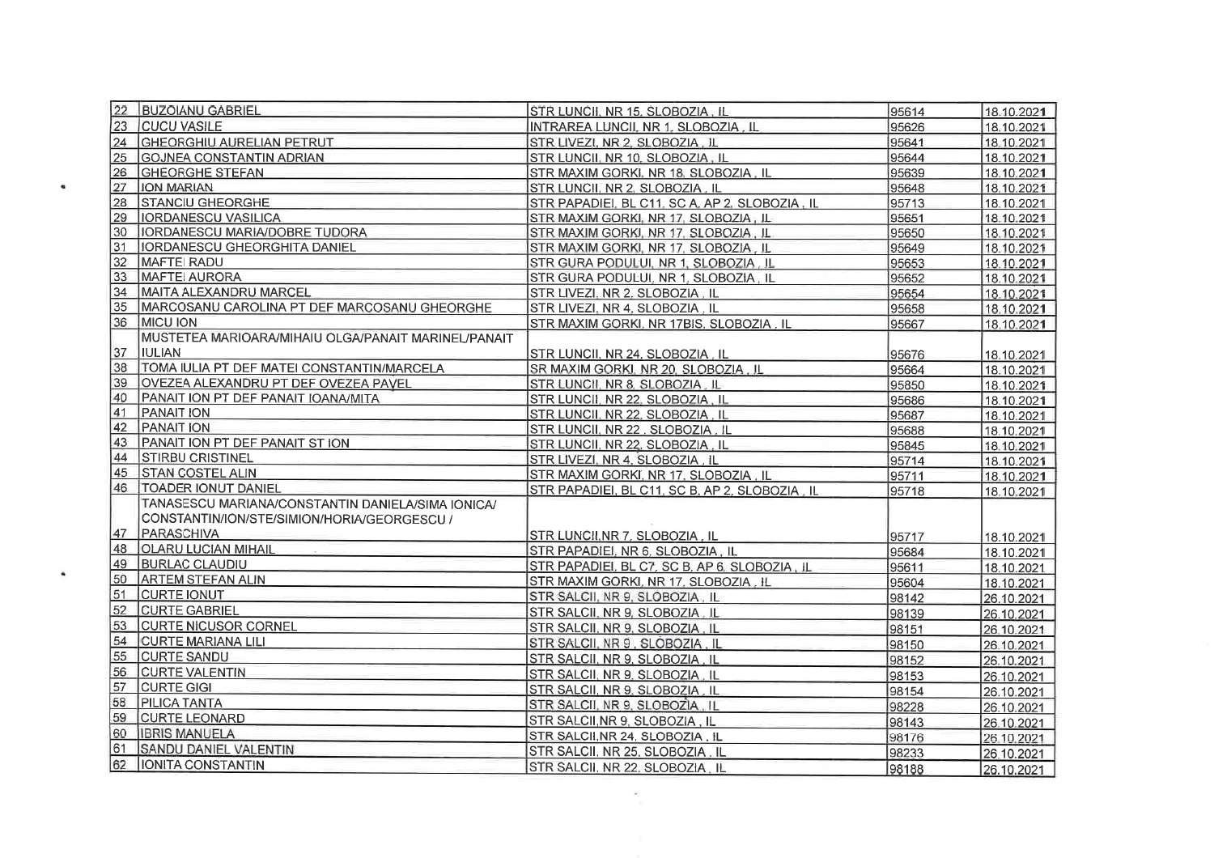| | | | | |
|---|---|---|---|---|
| 22 | BUZOIANU GABRIEL | STR LUNCII, NR 15, SLOBOZIA , IL | 95614 | 18.10.2021 |
| 23 | CUCU VASILE | INTRAREA LUNCII, NR 1, SLOBOZIA , IL | 95626 | 18.10.2021 |
| 24 | GHEORGHIU AURELIAN PETRUT | STR LIVEZI, NR 2, SLOBOZIA , IL | 95641 | 18.10.2021 |
| 25 | GOJNEA CONSTANTIN ADRIAN | STR LUNCII, NR 10, SLOBOZIA , IL | 95644 | 18.10.2021 |
| 26 | GHEORGHE STEFAN | STR MAXIM GORKI, NR 18, SLOBOZIA , IL | 95639 | 18.10.2021 |
| 27 | ION MARIAN | STR LUNCII, NR 2, SLOBOZIA , IL | 95648 | 18.10.2021 |
| 28 | STANCIU GHEORGHE | STR PAPADIEI, BL C11, SC A, AP 2, SLOBOZIA , IL | 95713 | 18.10.2021 |
| 29 | IORDANESCU VASILICA | STR MAXIM GORKI, NR 17, SLOBOZIA , IL | 95651 | 18.10.2021 |
| 30 | IORDANESCU MARIA/DOBRE TUDORA | STR MAXIM GORKI, NR 17, SLOBOZIA , IL | 95650 | 18.10.2021 |
| 31 | IORDANESCU GHEORGHITA DANIEL | STR MAXIM GORKI, NR 17, SLOBOZIA , IL | 95649 | 18.10.2021 |
| 32 | MAFTEI RADU | STR GURA PODULUI, NR 1, SLOBOZIA , IL | 95653 | 18.10.2021 |
| 33 | MAFTEI AURORA | STR GURA PODULUI, NR 1, SLOBOZIA , IL | 95652 | 18.10.2021 |
| 34 | MAITA ALEXANDRU MARCEL | STR LIVEZI, NR 2, SLOBOZIA , IL | 95654 | 18.10.2021 |
| 35 | MARCOSANU CAROLINA PT DEF MARCOSANU GHEORGHE | STR LIVEZI, NR 4, SLOBOZIA , IL | 95658 | 18.10.2021 |
| 36 | MICU ION | STR MAXIM GORKI, NR 17BIS, SLOBOZIA , IL | 95667 | 18.10.2021 |
| 37 | MUSTETEA MARIOARA/MIHAIU OLGA/PANAIT MARINEL/PANAIT IULIAN | STR LUNCII, NR 24, SLOBOZIA , IL | 95676 | 18.10.2021 |
| 38 | TOMA IULIA PT DEF MATEI CONSTANTIN/MARCELA | SR MAXIM GORKI, NR 20, SLOBOZIA , IL | 95664 | 18.10.2021 |
| 39 | OVEZEA ALEXANDRU PT DEF OVEZEA PAVEL | STR LUNCII, NR 8, SLOBOZIA , IL | 95850 | 18.10.2021 |
| 40 | PANAIT ION PT DEF PANAIT IOANA/MITA | STR LUNCII, NR 22, SLOBOZIA , IL | 95686 | 18.10.2021 |
| 41 | PANAIT ION | STR LUNCII, NR 22, SLOBOZIA , IL | 95687 | 18.10.2021 |
| 42 | PANAIT ION | STR LUNCII, NR 22 , SLOBOZIA , IL | 95688 | 18.10.2021 |
| 43 | PANAIT ION PT DEF PANAIT ST ION | STR LUNCII, NR 22, SLOBOZIA , IL | 95845 | 18.10.2021 |
| 44 | STIRBU CRISTINEL | STR LIVEZI, NR 4, SLOBOZIA , IL | 95714 | 18.10.2021 |
| 45 | STAN COSTEL ALIN | STR MAXIM GORKI, NR 17, SLOBOZIA , IL | 95711 | 18.10.2021 |
| 46 | TOADER IONUT DANIEL | STR PAPADIEI, BL C11, SC B, AP 2, SLOBOZIA , IL | 95718 | 18.10.2021 |
| 47 | TANASESCU MARIANA/CONSTANTIN DANIELA/SIMA IONICA/ CONSTANTIN/ION/STE/SIMION/HORIA/GEORGESCU / PARASCHIVA | STR LUNCII,NR 7, SLOBOZIA , IL | 95717 | 18.10.2021 |
| 48 | OLARU LUCIAN MIHAIL | STR PAPADIEI, NR 6, SLOBOZIA , IL | 95684 | 18.10.2021 |
| 49 | BURLAC CLAUDIU | STR PAPADIEI, BL C7, SC B, AP 6, SLOBOZIA , IL | 95611 | 18.10.2021 |
| 50 | ARTEM STEFAN ALIN | STR MAXIM GORKI, NR 17, SLOBOZIA , IL | 95604 | 18.10.2021 |
| 51 | CURTE IONUT | STR SALCII, NR 9, SLOBOZIA , IL | 98142 | 26.10.2021 |
| 52 | CURTE GABRIEL | STR SALCII, NR 9, SLOBOZIA , IL | 98139 | 26.10.2021 |
| 53 | CURTE NICUSOR CORNEL | STR SALCII, NR 9, SLOBOZIA , IL | 98151 | 26.10.2021 |
| 54 | CURTE MARIANA LILI | STR SALCII, NR 9 , SLOBOZIA , IL | 98150 | 26.10.2021 |
| 55 | CURTE SANDU | STR SALCII, NR 9, SLOBOZIA , IL | 98152 | 26.10.2021 |
| 56 | CURTE VALENTIN | STR SALCII, NR 9, SLOBOZIA , IL | 98153 | 26.10.2021 |
| 57 | CURTE GIGI | STR SALCII, NR 9, SLOBOZIA , IL | 98154 | 26.10.2021 |
| 58 | PILICA TANTA | STR SALCII, NR 9, SLOBOZIA , IL | 98228 | 26.10.2021 |
| 59 | CURTE LEONARD | STR SALCII,NR 9, SLOBOZIA , IL | 98143 | 26.10.2021 |
| 60 | IBRIS MANUELA | STR SALCII,NR 24, SLOBOZIA , IL | 98176 | 26.10.2021 |
| 61 | SANDU DANIEL VALENTIN | STR SALCII, NR 25, SLOBOZIA , IL | 98233 | 26.10.2021 |
| 62 | IONITA CONSTANTIN | STR SALCII, NR 22, SLOBOZIA , IL | 98188 | 26.10.2021 |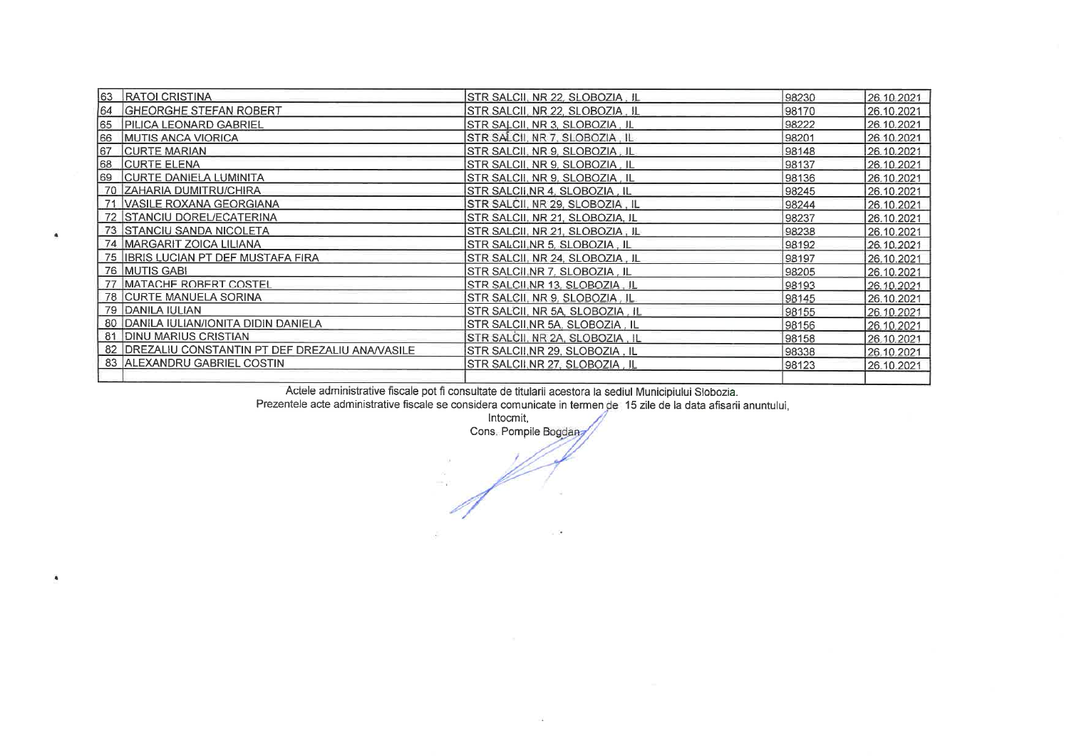| | | | | |
|---|---|---|---|---|
| 63 | RATOI CRISTINA | STR SALCII, NR 22, SLOBOZIA , IL | 98230 | 26.10.2021 |
| 64 | GHEORGHE STEFAN ROBERT | STR SALCII, NR 22, SLOBOZIA , IL | 98170 | 26.10.2021 |
| 65 | PILICA LEONARD GABRIEL | STR SALCII, NR 3, SLOBOZIA , IL | 98222 | 26.10.2021 |
| 66 | MUTIS ANCA VIORICA | STR SALCII, NR 7, SLOBOZIA , IL | 98201 | 26.10.2021 |
| 67 | CURTE MARIAN | STR SALCII, NR 9, SLOBOZIA , IL | 98148 | 26.10.2021 |
| 68 | CURTE ELENA | STR SALCII, NR 9, SLOBOZIA , IL | 98137 | 26.10.2021 |
| 69 | CURTE DANIELA LUMINITA | STR SALCII, NR 9, SLOBOZIA , IL | 98136 | 26.10.2021 |
| 70 | ZAHARIA DUMITRU/CHIRA | STR SALCII,NR 4, SLOBOZIA , IL | 98245 | 26.10.2021 |
| 71 | VASILE ROXANA GEORGIANA | STR SALCII, NR 29, SLOBOZIA , IL | 98244 | 26.10.2021 |
| 72 | STANCIU DOREL/ECATERINA | STR SALCII, NR 21, SLOBOZIA, IL | 98237 | 26.10.2021 |
| 73 | STANCIU SANDA NICOLETA | STR SALCII, NR 21, SLOBOZIA , IL | 98238 | 26.10.2021 |
| 74 | MARGARIT ZOICA LILIANA | STR SALCII,NR 5, SLOBOZIA , IL | 98192 | 26.10.2021 |
| 75 | IBRIS LUCIAN PT DEF MUSTAFA FIRA | STR SALCII, NR 24, SLOBOZIA , IL | 98197 | 26.10.2021 |
| 76 | MUTIS GABI | STR SALCII,NR 7, SLOBOZIA , IL | 98205 | 26.10.2021 |
| 77 | MATACHE ROBERT COSTEL | STR SALCII,NR 13, SLOBOZIA , IL | 98193 | 26.10.2021 |
| 78 | CURTE MANUELA SORINA | STR SALCII, NR 9, SLOBOZIA , IL | 98145 | 26.10.2021 |
| 79 | DANILA IULIAN | STR SALCII, NR 5A, SLOBOZIA , IL | 98155 | 26.10.2021 |
| 80 | DANILA IULIAN/IONITA DIDIN DANIELA | STR SALCII,NR 5A, SLOBOZIA , IL | 98156 | 26.10.2021 |
| 81 | DINU MARIUS CRISTIAN | STR SALCII, NR 2A, SLOBOZIA , IL | 98158 | 26.10.2021 |
| 82 | DREZALIU CONSTANTIN PT DEF DREZALIU ANA/VASILE | STR SALCII,NR 29, SLOBOZIA , IL | 98338 | 26.10.2021 |
| 83 | ALEXANDRU GABRIEL COSTIN | STR SALCII,NR 27, SLOBOZIA , IL | 98123 | 26.10.2021 |
| | | | | |

Actele administrative fiscale pot fi consultate de titularii acestora la sediul Municipiului Slobozia.

Prezentele acte administrative fiscale se considera comunicate in termen de 15 zile de la data afisarii anuntului,

Intocmit,

Cons. Pompile Bogdan